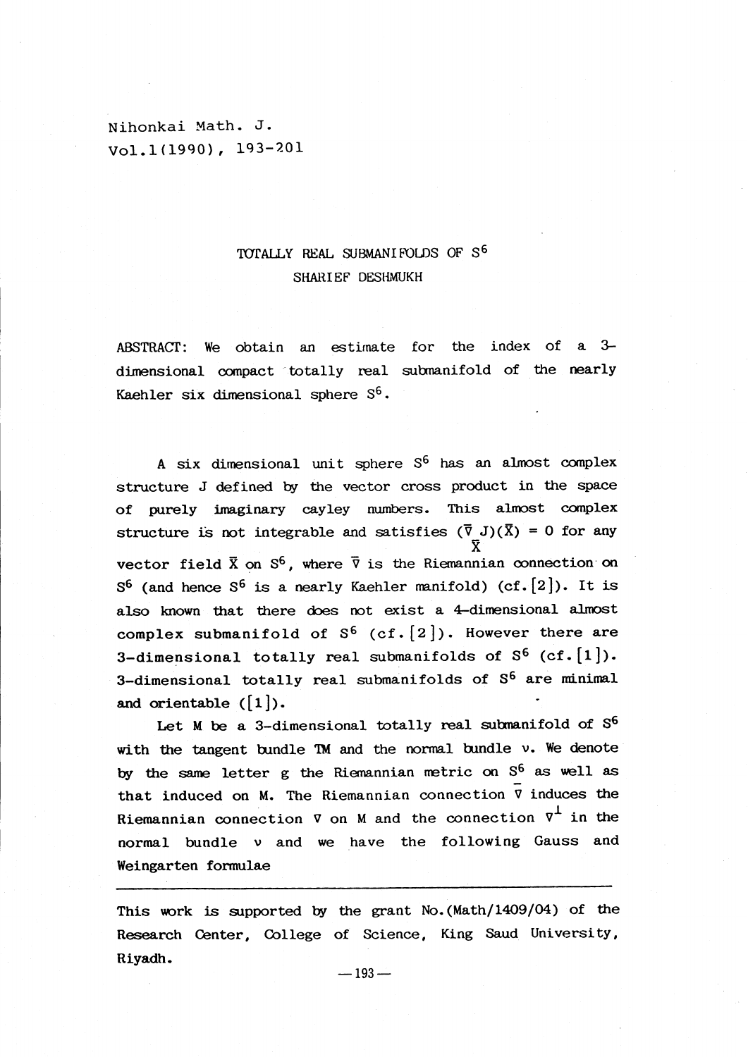# TOTALLY REAL SUBMANIFOLDS OF $S^6$

SHARIEF DESHMUKH

ABSTRACT: We obtain an estimate for the index of a 3-dimensional compact totally real submanifold of the nearly Kaehler six dimensional sphere $S^6$.

A six dimensional unit sphere $S^6$ has an almost complex structure J defined by the vector cross product in the space of purely imaginary cayley numbers. This almost complex structure is not integrable and satisfies $(\bar{\nabla}_{\bar{X}} J)(\bar{X}) = 0$ for any vector field $\bar{X}$ on $S^6$, where $\bar{\nabla}$ is the Riemannian connection on $S^6$ (and hence $S^6$ is a nearly Kaehler manifold) (cf.[2]). It is also known that there does not exist a 4-dimensional almost complex submanifold of $S^6$ (cf.[2]). However there are 3-dimensional totally real submanifolds of $S^6$ (cf.[1]). 3-dimensional totally real submanifolds of $S^6$ are minimal and orientable ([1]).

Let M be a 3-dimensional totally real submanifold of $S^6$ with the tangent bundle TM and the normal bundle $\nu$. We denote by the same letter g the Riemannian metric on $S^6$ as well as that induced on M. The Riemannian connection $\bar{\nabla}$ induces the Riemannian connection $\nabla$ on M and the connection $\nabla^{\perp}$ in the normal bundle $\nu$ and we have the following Gauss and Weingarten formulae

---

This work is supported by the grant No.(Math/1409/04) of the Research Center, College of Science, King Saud University, Riyadh.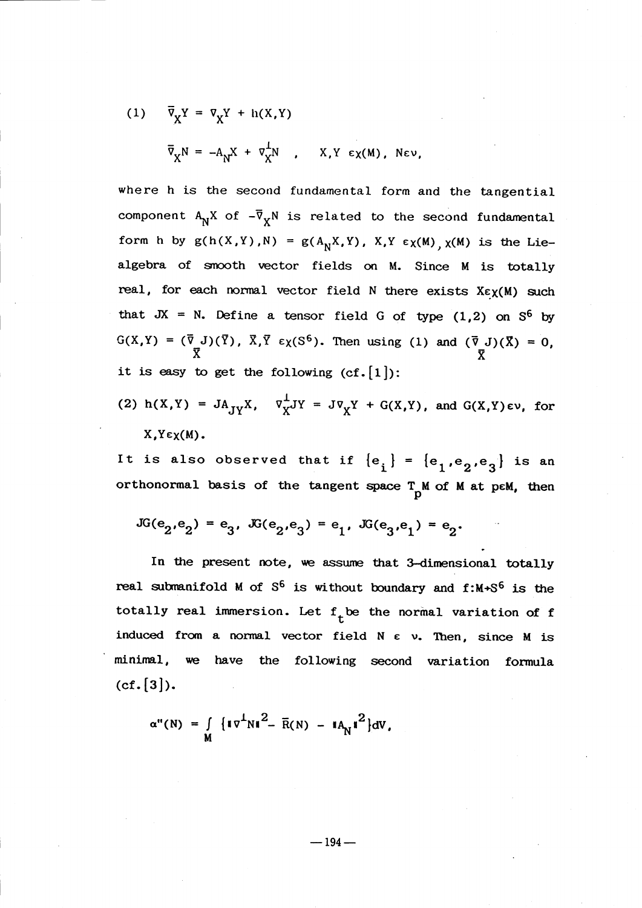$$(1) \quad \bar{\nabla}_X Y = \nabla_X Y + h(X,Y)$$

$$\bar{\nabla}_X N = -A_N X + \nabla^{\perp}_X N \quad , \quad X,Y \in \chi(M),\ N \in \nu,$$

where $h$ is the second fundamental form and the tangential component $A_N X$ of $-\bar{\nabla}_X N$ is related to the second fundamental form $h$ by $g(h(X,Y),N) = g(A_N X,Y)$, $X,Y \in \chi(M)$, $\chi(M)$ is the Lie-algebra of smooth vector fields on $M$. Since $M$ is totally real, for each normal vector field $N$ there exists $X \in \chi(M)$ such that $JX = N$. Define a tensor field $G$ of type $(1,2)$ on $S^6$ by $G(X,Y) = (\bar{\nabla}_{\bar{X}} J)(\bar{Y})$, $\bar{X}, \bar{Y} \in \chi(S^6)$. Then using (1) and $(\bar{\nabla}_{\bar{X}} J)(\bar{X}) = 0$, it is easy to get the following (cf. [1]):

(2) $h(X,Y) = JA_{JY}X$, $\nabla^{\perp}_X JY = J\nabla_X Y + G(X,Y)$, and $G(X,Y) \in \nu$, for $X,Y \in \chi(M)$.

It is also observed that if $\{e_i\} = \{e_1, e_2, e_3\}$ is an orthonormal basis of the tangent space $T_pM$ of $M$ at $p \in M$, then

$$JG(e_2,e_2) = e_3,\ JG(e_2,e_3) = e_1,\ JG(e_3,e_1) = e_2.$$

In the present note, we assume that 3-dimensional totally real submanifold $M$ of $S^6$ is without boundary and $f: M \to S^6$ is the totally real immersion. Let $f_t$ be the normal variation of $f$ induced from a normal vector field $N \in \nu$. Then, since $M$ is minimal, we have the following second variation formula (cf. [3]).

$$\alpha''(N) = \int_M \{\|\nabla^{\perp} N\|^2 - \bar{R}(N) - \|A_N\|^2\} dV,$$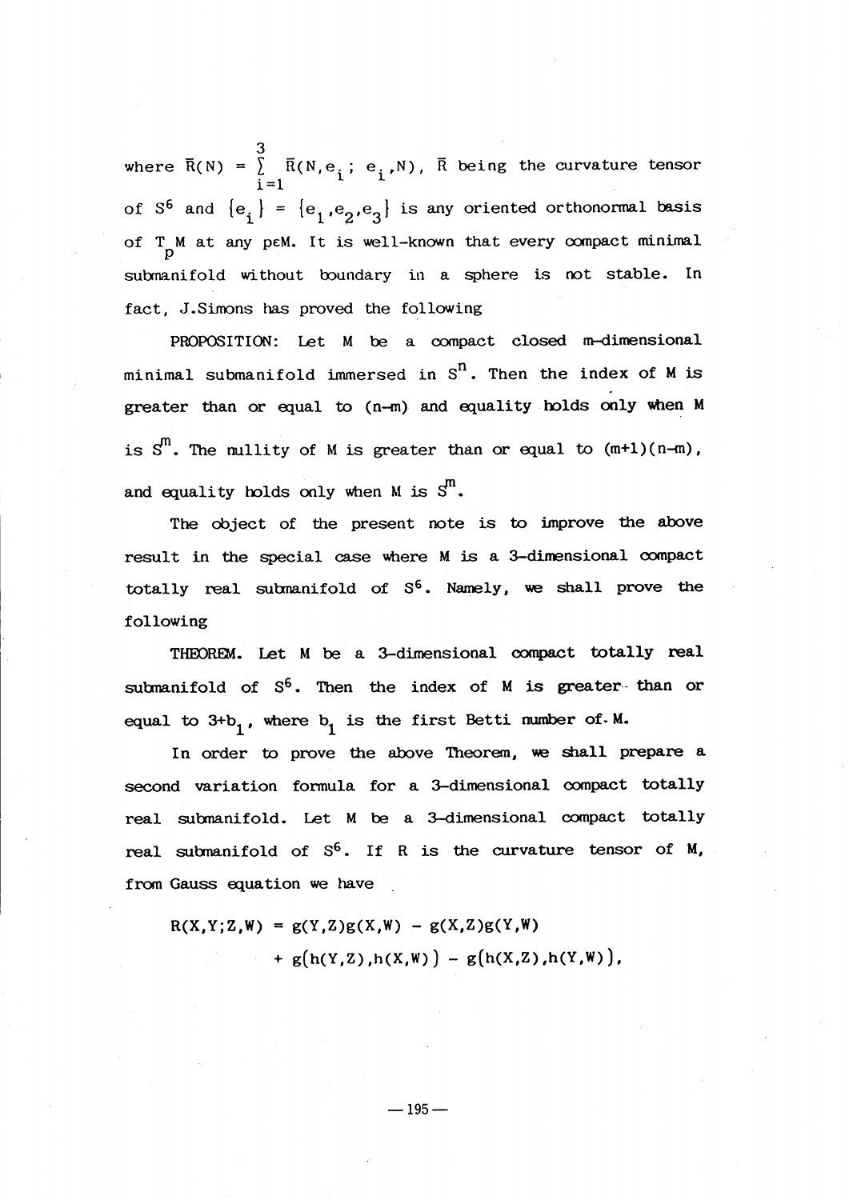where $\bar{R}(N) = \sum_{i=1}^{3} \bar{R}(N,e_i\,;\,e_i,N)$, $\bar{R}$ being the curvature tensor of $S^6$ and $\{e_i\} = \{e_1,e_2,e_3\}$ is any oriented orthonormal basis of $T_pM$ at any $p\in M$. It is well-known that every compact minimal submanifold without boundary in a sphere is not stable. In fact, J.Simons has proved the following

PROPOSITION: Let $M$ be a compact closed $m$-dimensional minimal submanifold immersed in $S^n$. Then the index of $M$ is greater than or equal to $(n-m)$ and equality holds only when $M$ is $S^m$. The nullity of $M$ is greater than or equal to $(m+1)(n-m)$, and equality holds only when $M$ is $S^m$.

The object of the present note is to improve the above result in the special case where $M$ is a 3-dimensional compact totally real submanifold of $S^6$. Namely, we shall prove the following

THEOREM. Let $M$ be a 3-dimensional compact totally real submanifold of $S^6$. Then the index of $M$ is greater than or equal to $3+b_1$, where $b_1$ is the first Betti number of $M$.

In order to prove the above Theorem, we shall prepare a second variation formula for a 3-dimensional compact totally real submanifold. Let $M$ be a 3-dimensional compact totally real submanifold of $S^6$. If $R$ is the curvature tensor of $M$, from Gauss equation we have

$$\begin{aligned} R(X,Y;Z,W) &= g(Y,Z)g(X,W) - g(X,Z)g(Y,W) \\ &\quad + g\big(h(Y,Z),h(X,W)\big) - g\big(h(X,Z),h(Y,W)\big), \end{aligned}$$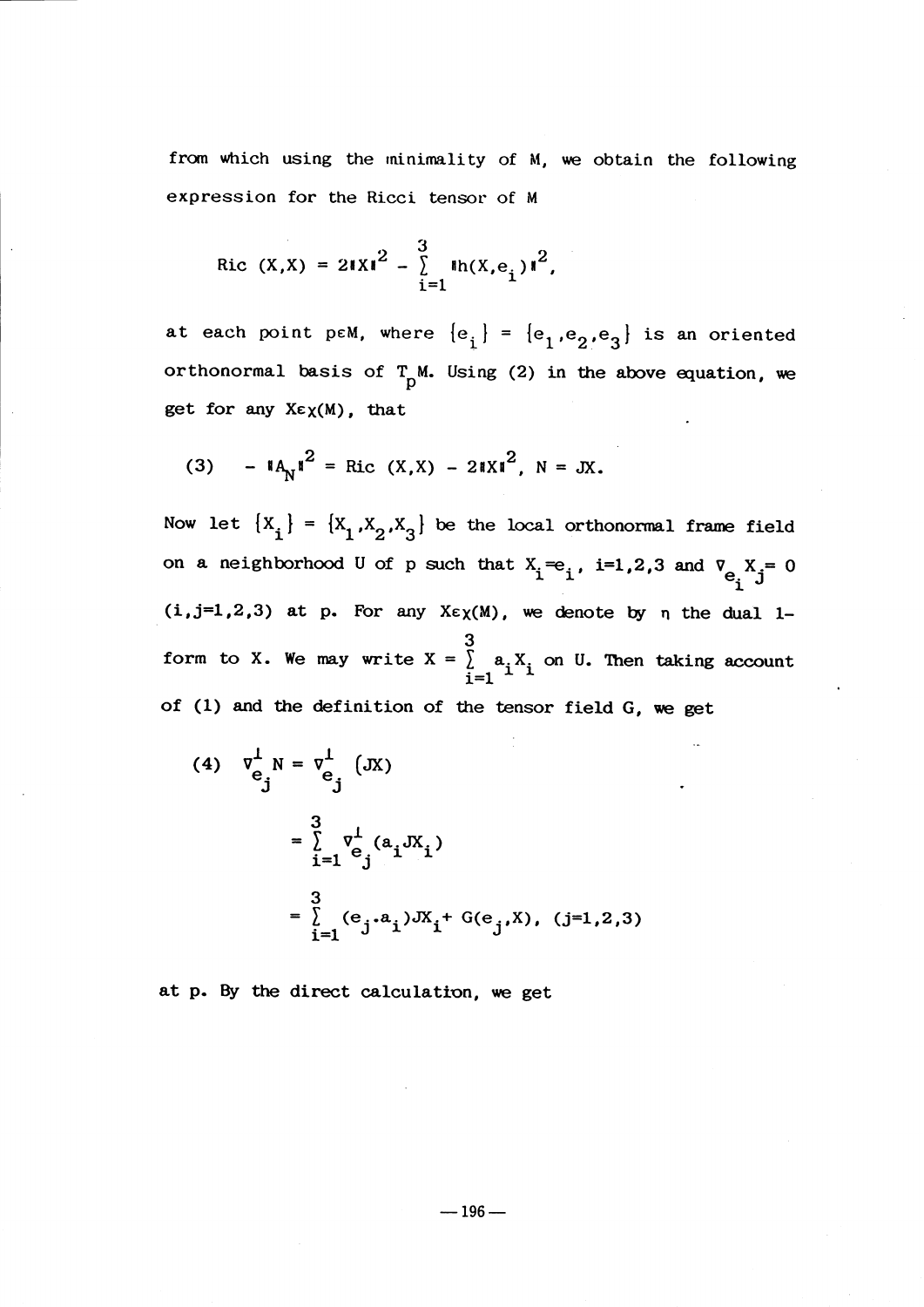from which using the minimality of M, we obtain the following expression for the Ricci tensor of M

$$\mathrm{Ric}\,(X,X) = 2\|X\|^2 - \sum_{i=1}^{3} \|h(X,e_i)\|^2,$$

at each point $p \in M$, where $\{e_i\} = \{e_1,e_2,e_3\}$ is an oriented orthonormal basis of $T_pM$. Using (2) in the above equation, we get for any $X \in \chi(M)$, that

$$(3) \qquad -\|A_N\|^2 = \mathrm{Ric}\,(X,X) - 2\|X\|^2, \; N = JX.$$

Now let $\{X_i\} = \{X_1,X_2,X_3\}$ be the local orthonormal frame field on a neighborhood U of p such that $X_i = e_i$, $i=1,2,3$ and $\nabla_{e_i} X_j = 0$ $(i,j=1,2,3)$ at p. For any $X \in \chi(M)$, we denote by $\eta$ the dual 1-form to X. We may write $X = \sum_{i=1}^{3} a_i X_i$ on U. Then taking account of (1) and the definition of the tensor field G, we get

$$
\begin{aligned}
(4) \qquad \nabla^{\perp}_{e_j} N &= \nabla^{\perp}_{e_j} (JX) \\
&= \sum_{i=1}^{3} \nabla^{\perp}_{e_j} (a_i JX_i) \\
&= \sum_{i=1}^{3} (e_j \cdot a_i) JX_i + G(e_j, X), \quad (j=1,2,3)
\end{aligned}
$$

at p. By the direct calculation, we get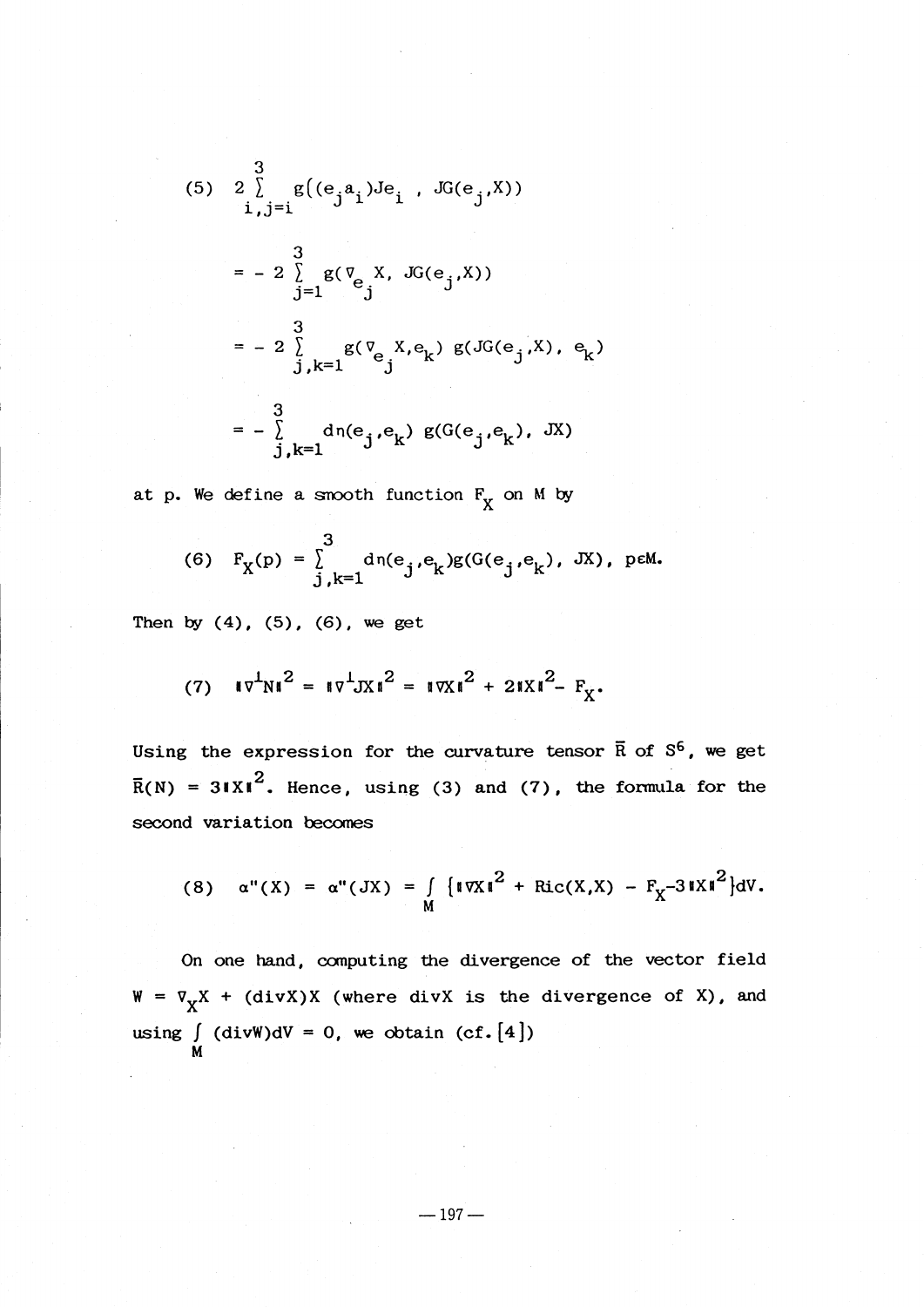$$(5) \quad 2\sum_{i,j=i}^{3} g\big((e_j a_i)Je_i\ ,\ JG(e_j,X)\big)$$

$$= -\,2\sum_{j=1}^{3} g(\nabla_{e_j}X,\ JG(e_j,X))$$

$$= -\,2\sum_{j,k=1}^{3} g(\nabla_{e_j}X,e_k)\ g(JG(e_j,X),\ e_k)$$

$$= -\sum_{j,k=1}^{3} d\eta(e_j,e_k)\ g(G(e_j,e_k),\ JX)$$

at p. We define a smooth function $F_X$ on M by

$$(6) \quad F_X(p) = \sum_{j,k=1}^{3} d\eta(e_j,e_k)g(G(e_j,e_k),\ JX),\ p\in M.$$

Then by (4), (5), (6), we get

$$(7) \quad \|\nabla^{\perp}N\|^2 = \|\nabla^{\perp}JX\|^2 = \|\nabla X\|^2 + 2\|X\|^2 - F_X.$$

Using the expression for the curvature tensor $\bar{R}$ of $S^6$, we get $\bar{R}(N) = 3\|X\|^2$. Hence, using (3) and (7), the formula for the second variation becomes

$$(8) \quad \alpha''(X) = \alpha''(JX) = \int_M \{\|\nabla X\|^2 + \mathrm{Ric}(X,X) - F_X - 3\|X\|^2\}dV.$$

On one hand, computing the divergence of the vector field $W = \nabla_X X + (\mathrm{div}X)X$ (where $\mathrm{div}X$ is the divergence of X), and using $\int_M (\mathrm{div}W)dV = 0$, we obtain (cf. [4])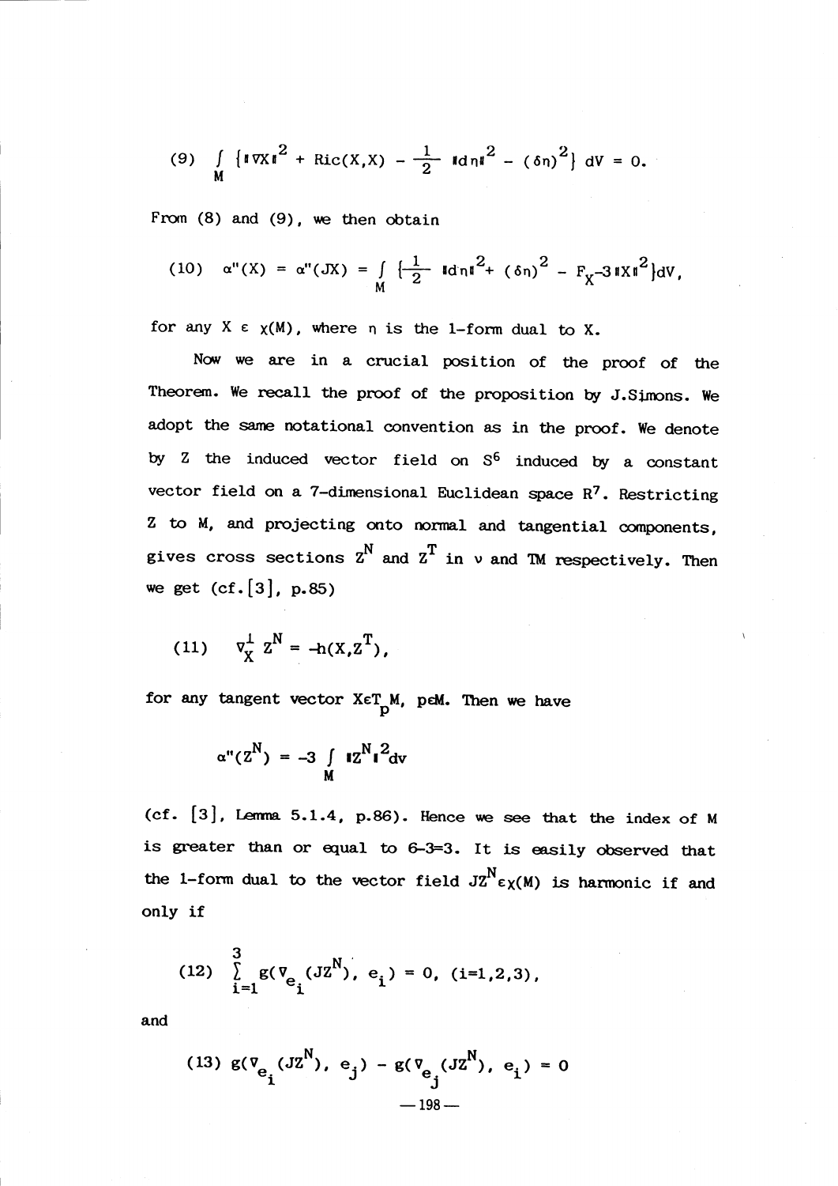$$(9) \quad \int_M \{\|\nabla X\|^2 + \mathrm{Ric}(X,X) - \frac{1}{2}\|d\eta\|^2 - (\delta\eta)^2\}\, dV = 0.$$

From (8) and (9), we then obtain

$$(10) \quad \alpha''(X) = \alpha''(JX) = \int_M \{\frac{1}{2}\|d\eta\|^2 + (\delta\eta)^2 - F_X - 3\|X\|^2\} dV,$$

for any $X \in \chi(M)$, where $\eta$ is the 1-form dual to $X$.

Now we are in a crucial position of the proof of the Theorem. We recall the proof of the proposition by J.Simons. We adopt the same notational convention as in the proof. We denote by $Z$ the induced vector field on $S^6$ induced by a constant vector field on a 7-dimensional Euclidean space $R^7$. Restricting $Z$ to $M$, and projecting onto normal and tangential components, gives cross sections $Z^N$ and $Z^T$ in $\nu$ and $TM$ respectively. Then we get (cf. [3], p.85)

$$(11) \quad \nabla^{\perp}_X Z^N = -h(X, Z^T),$$

for any tangent vector $X \in T_pM$, $p \in M$. Then we have

$$\alpha''(Z^N) = -3 \int_M \|Z^N\|^2 dv$$

(cf. [3], Lemma 5.1.4, p.86). Hence we see that the index of M is greater than or equal to 6-3=3. It is easily observed that the 1-form dual to the vector field $JZ^N \in \chi(M)$ is harmonic if and only if

$$(12) \quad \sum_{i=1}^{3} g(\nabla_{e_i}(JZ^N), e_i) = 0, \ (i=1,2,3),$$

and

$$(13) \quad g(\nabla_{e_i}(JZ^N), e_j) - g(\nabla_{e_j}(JZ^N), e_i) = 0$$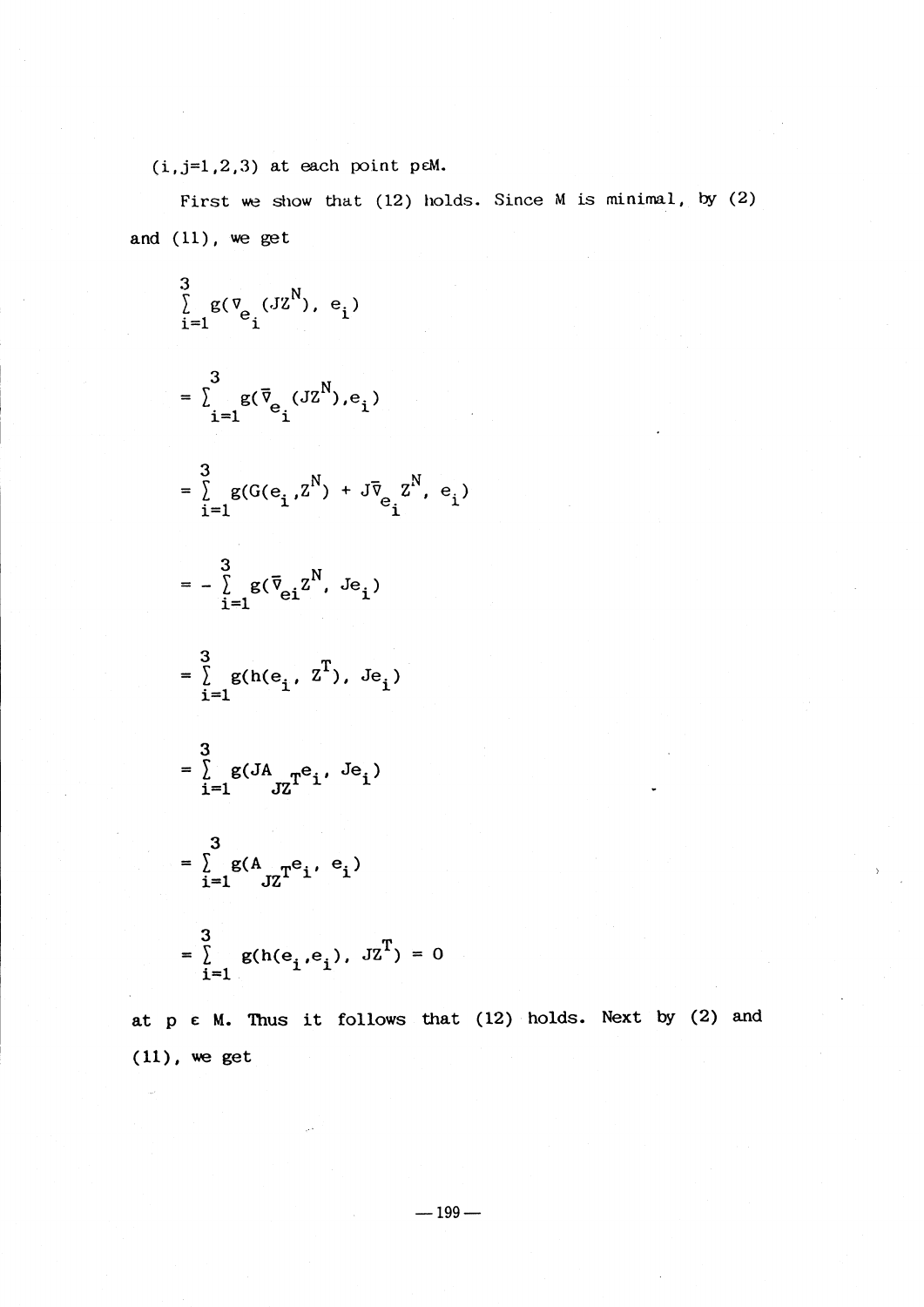$(i,j=1,2,3)$ at each point $p \in M$.

First we show that (12) holds. Since $M$ is minimal, by (2) and (11), we get

$$\sum_{i=1}^{3} g(\nabla_{e_i}(JZ^N),\ e_i)$$

$$= \sum_{i=1}^{3} g(\bar{\nabla}_{e_i}(JZ^N), e_i)$$

$$= \sum_{i=1}^{3} g(G(e_i, Z^N) + J\bar{\nabla}_{e_i}Z^N,\ e_i)$$

$$= -\sum_{i=1}^{3} g(\bar{\nabla}_{e_i}Z^N,\ Je_i)$$

$$= \sum_{i=1}^{3} g(h(e_i,\ Z^T),\ Je_i)$$

$$= \sum_{i=1}^{3} g(JA_{JZ^T}e_i,\ Je_i)$$

$$= \sum_{i=1}^{3} g(A_{JZ^T}e_i,\ e_i)$$

$$= \sum_{i=1}^{3} g(h(e_i, e_i),\ JZ^T) = 0$$

at $p \in M$. Thus it follows that (12) holds. Next by (2) and (11), we get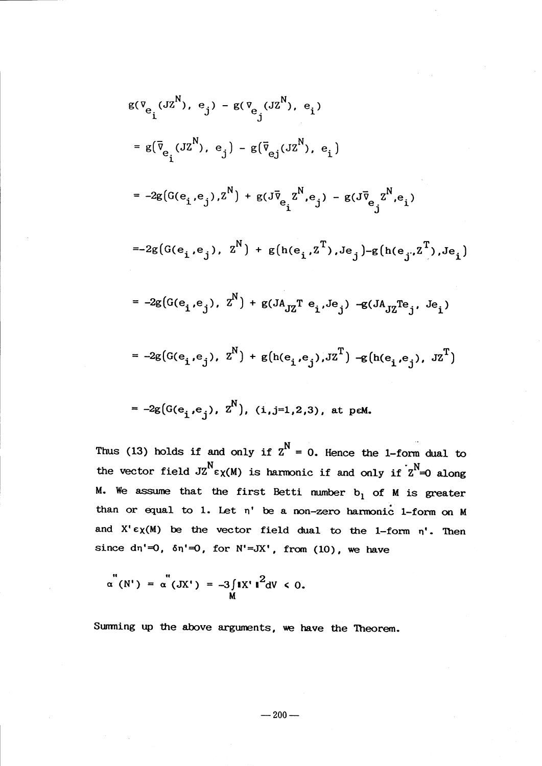$$g(\nabla_{e_i}(JZ^N),\ e_j) - g(\nabla_{e_j}(JZ^N),\ e_i)$$

$$= g(\bar{\nabla}_{e_i}(JZ^N),\ e_j) - g(\bar{\nabla}_{e_j}(JZ^N),\ e_i)$$

$$= -2g(G(e_i,e_j),Z^N) + g(J\bar{\nabla}_{e_i}Z^N,e_j) - g(J\bar{\nabla}_{e_j}Z^N,e_i)$$

$$= -2g(G(e_i,e_j),\ Z^N) + g(h(e_i,Z^T),Je_j) - g(h(e_j,Z^T),Je_i)$$

$$= -2g(G(e_i,e_j),\ Z^N) + g(JA_{JZ}T\ e_i,Je_j) - g(JA_{JZ}Te_j,\ Je_i)$$

$$= -2g(G(e_i,e_j),\ Z^N) + g(h(e_i,e_j),JZ^T) - g(h(e_i,e_j),\ JZ^T)$$

$$= -2g(G(e_i,e_j),\ Z^N),\ (i,j=1,2,3),\ \text{at } p\in M.$$

Thus (13) holds if and only if $Z^N = 0$. Hence the 1-form dual to the vector field $JZ^N \in \chi(M)$ is harmonic if and only if $Z^N=0$ along M. We assume that the first Betti number $b_1$ of M is greater than or equal to 1. Let $\eta'$ be a non-zero harmonic 1-form on M and $X' \in \chi(M)$ be the vector field dual to the 1-form $\eta'$. Then since $d\eta'=0$, $\delta\eta'=0$, for $N'=JX'$, from (10), we have

$$\alpha''(N') = \alpha''(JX') = -3\int_M \|X'\|^2 dV < 0.$$

Summing up the above arguments, we have the Theorem.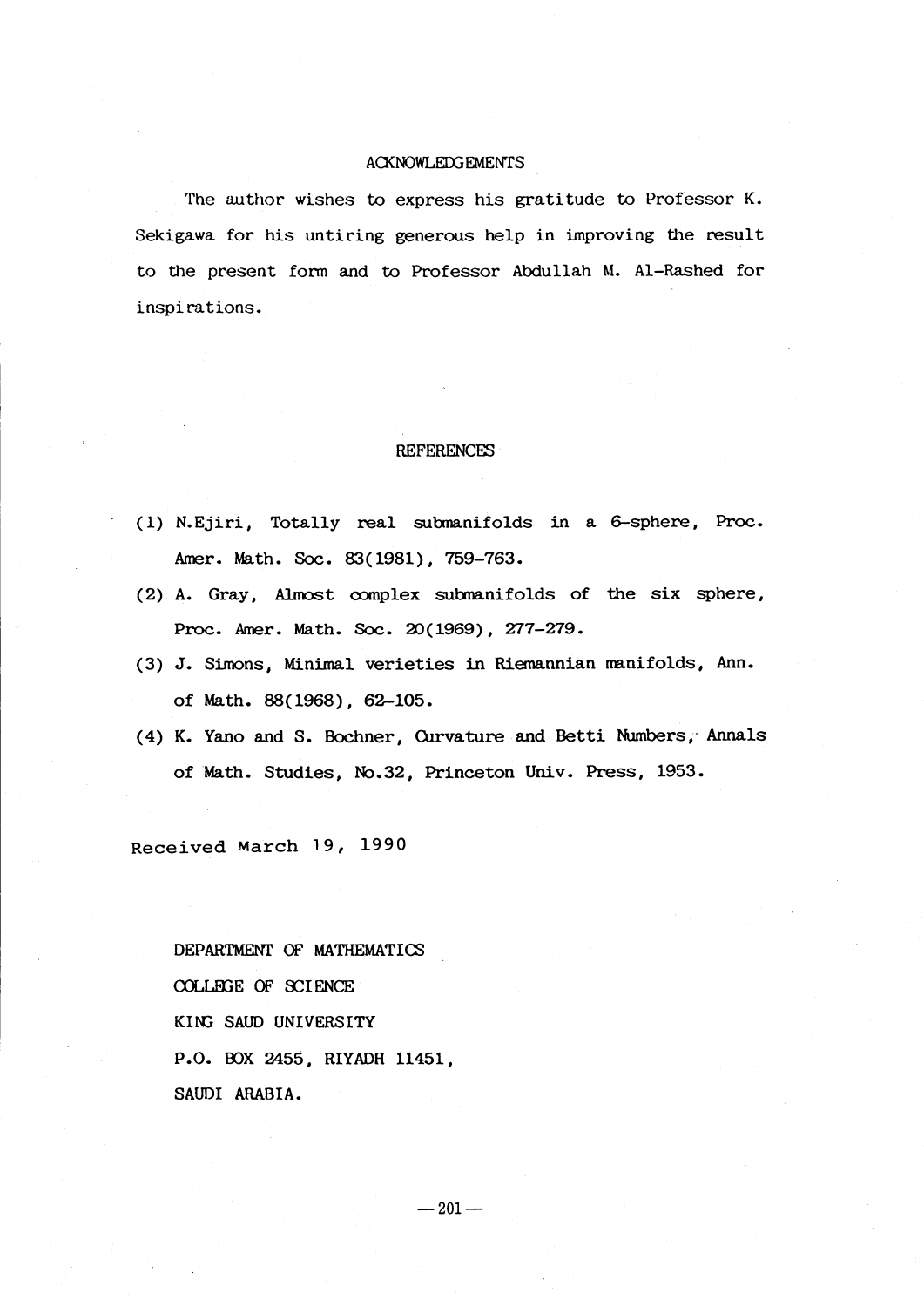## ACKNOWLEDGEMENTS

The author wishes to express his gratitude to Professor K. Sekigawa for his untiring generous help in improving the result to the present form and to Professor Abdullah M. Al-Rashed for inspirations.

## REFERENCES

(1) N.Ejiri, Totally real submanifolds in a 6-sphere, Proc. Amer. Math. Soc. 83(1981), 759-763.

(2) A. Gray, Almost complex submanifolds of the six sphere, Proc. Amer. Math. Soc. 20(1969), 277-279.

(3) J. Simons, Minimal verieties in Riemannian manifolds, Ann. of Math. 88(1968), 62-105.

(4) K. Yano and S. Bochner, Curvature and Betti Numbers, Annals of Math. Studies, No.32, Princeton Univ. Press, 1953.

Received March 19, 1990

DEPARTMENT OF MATHEMATICS
COLLEGE OF SCIENCE
KING SAUD UNIVERSITY
P.O. BOX 2455, RIYADH 11451,
SAUDI ARABIA.